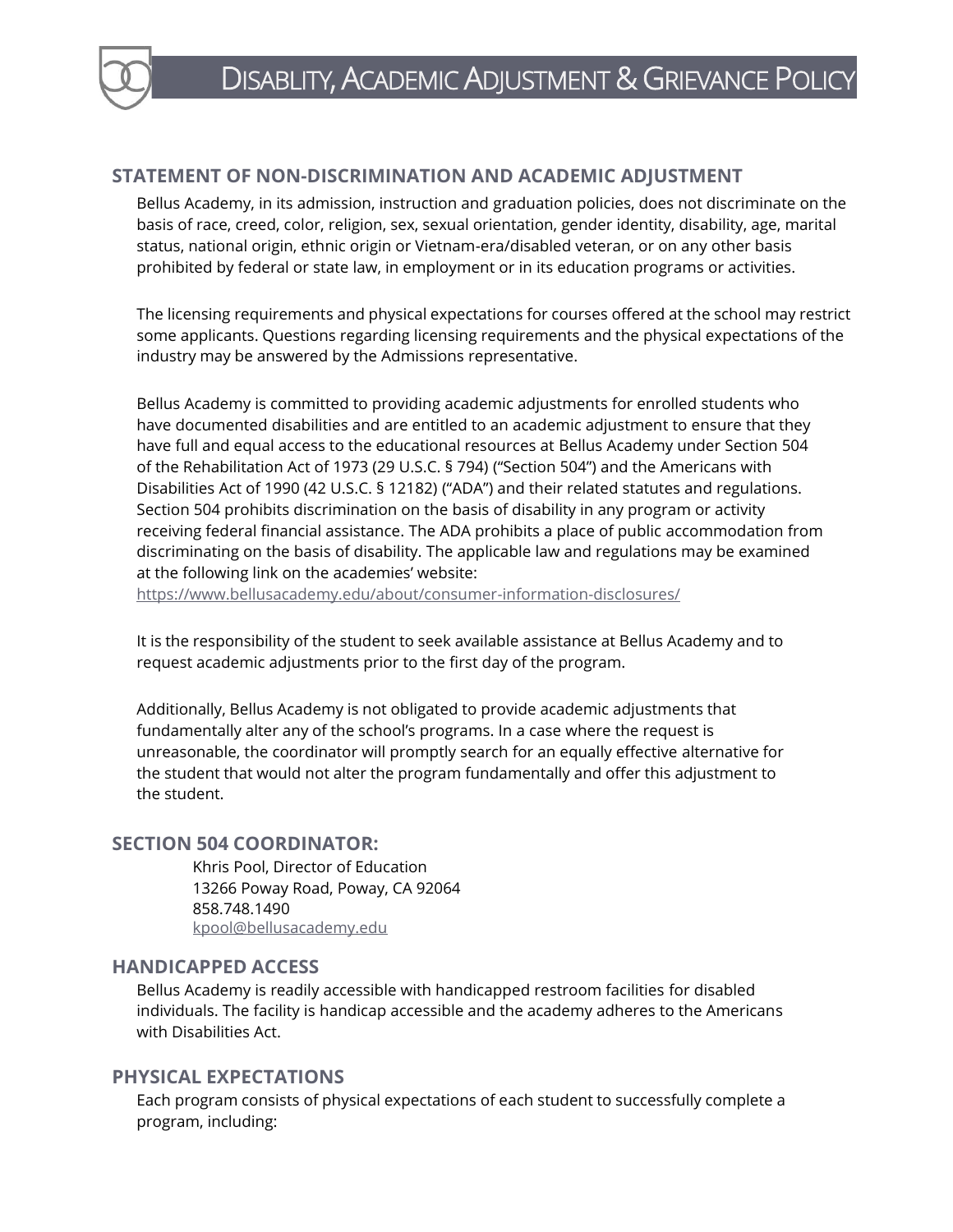# Disablity, Academic Adjustment & Grievance Policy

## STATEMENT OF NON-DISCRIMINATION AND ACADEMIC ADJUSTMENT

Bellus Academy, in its admission, instruction and graduation policies, does not discriminate on the basis of race, creed, color, religion, sex, sexual orientation, gender identity, disability, age, marital status, national origin, ethnic origin or Vietnam-era/disabled veteran, or on any other basis prohibited by federal or state law, in employment or in its education programs or activities.

The licensing requirements and physical expectations for courses offered at the school may restrict some applicants. Questions regarding licensing requirements and the physical expectations of the industry may be answered by the Admissions representative.

Bellus Academy is committed to providing academic adjustments for enrolled students who have documented disabilities and are entitled to an academic adjustment to ensure that they have full and equal access to the educational resources at Bellus Academy under Section 504 of the Rehabilitation Act of 1973 (29 U.S.C. § 794) ("Section 504") and the Americans with Disabilities Act of 1990 (42 U.S.C. § 12182) ("ADA") and their related statutes and regulations. Section 504 prohibits discrimination on the basis of disability in any program or activity receiving federal financial assistance. The ADA prohibits a place of public accommodation from discriminating on the basis of disability. The applicable law and regulations may be examined at the following link on the academies' website: https://www.bellusacademy.edu/about/consumer-information-disclosures/

It is the responsibility of the student to seek available assistance at Bellus Academy and to request academic adjustments prior to the first day of the program.

Additionally, Bellus Academy is not obligated to provide academic adjustments that fundamentally alter any of the school's programs. In a case where the request is unreasonable, the coordinator will promptly search for an equally effective alternative for the student that would not alter the program fundamentally and offer this adjustment to the student.

## SECTION 504 COORDINATOR:

Khris Pool, Director of Education
13266 Poway Road, Poway, CA 92064
858.748.1490
kpool@bellusacademy.edu

## HANDICAPPED ACCESS

Bellus Academy is readily accessible with handicapped restroom facilities for disabled individuals. The facility is handicap accessible and the academy adheres to the Americans with Disabilities Act.

## PHYSICAL EXPECTATIONS

Each program consists of physical expectations of each student to successfully complete a program, including: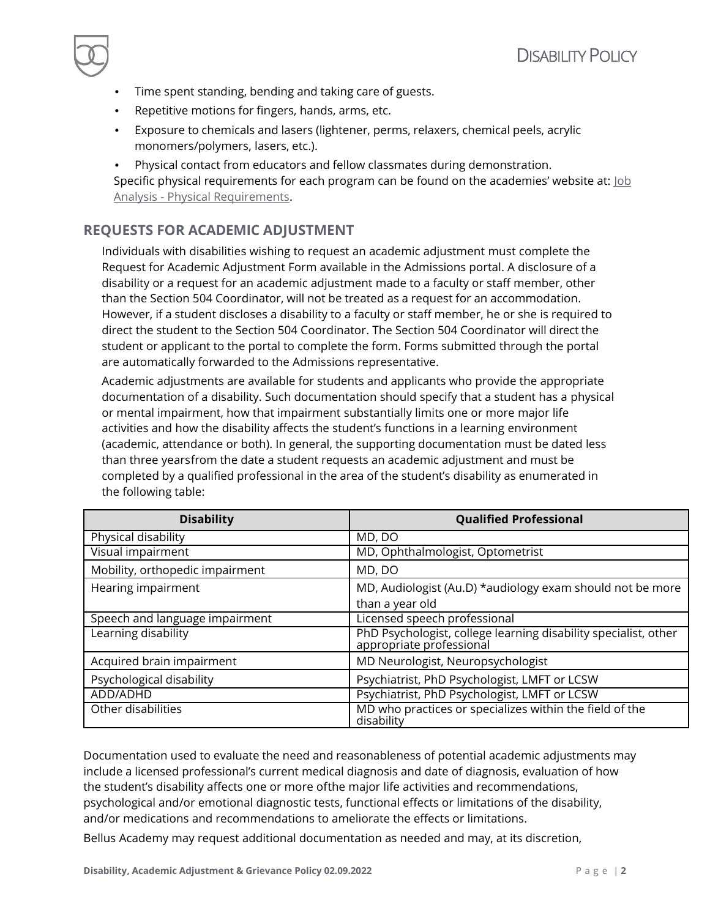- Time spent standing, bending and taking care of guests.
- Repetitive motions for fingers, hands, arms, etc.
- Exposure to chemicals and lasers (lightener, perms, relaxers, chemical peels, acrylic monomers/polymers, lasers, etc.).
- Physical contact from educators and fellow classmates during demonstration.

Specific physical requirements for each program can be found on the academies' website at: [Job Analysis - Physical Requirements](#).

## REQUESTS FOR ACADEMIC ADJUSTMENT

Individuals with disabilities wishing to request an academic adjustment must complete the Request for Academic Adjustment Form available in the Admissions portal. A disclosure of a disability or a request for an academic adjustment made to a faculty or staff member, other than the Section 504 Coordinator, will not be treated as a request for an accommodation. However, if a student discloses a disability to a faculty or staff member, he or she is required to direct the student to the Section 504 Coordinator. The Section 504 Coordinator will direct the student or applicant to the portal to complete the form. Forms submitted through the portal are automatically forwarded to the Admissions representative.

Academic adjustments are available for students and applicants who provide the appropriate documentation of a disability. Such documentation should specify that a student has a physical or mental impairment, how that impairment substantially limits one or more major life activities and how the disability affects the student's functions in a learning environment (academic, attendance or both). In general, the supporting documentation must be dated less than three yearsfrom the date a student requests an academic adjustment and must be completed by a qualified professional in the area of the student's disability as enumerated in the following table:

| Disability | Qualified Professional |
|---|---|
| Physical disability | MD, DO |
| Visual impairment | MD, Ophthalmologist, Optometrist |
| Mobility, orthopedic impairment | MD, DO |
| Hearing impairment | MD, Audiologist (Au.D) *audiology exam should not be more than a year old |
| Speech and language impairment | Licensed speech professional |
| Learning disability | PhD Psychologist, college learning disability specialist, other appropriate professional |
| Acquired brain impairment | MD Neurologist, Neuropsychologist |
| Psychological disability | Psychiatrist, PhD Psychologist, LMFT or LCSW |
| ADD/ADHD | Psychiatrist, PhD Psychologist, LMFT or LCSW |
| Other disabilities | MD who practices or specializes within the field of the disability |

Documentation used to evaluate the need and reasonableness of potential academic adjustments may include a licensed professional's current medical diagnosis and date of diagnosis, evaluation of how the student's disability affects one or more ofthe major life activities and recommendations, psychological and/or emotional diagnostic tests, functional effects or limitations of the disability, and/or medications and recommendations to ameliorate the effects or limitations.

Bellus Academy may request additional documentation as needed and may, at its discretion,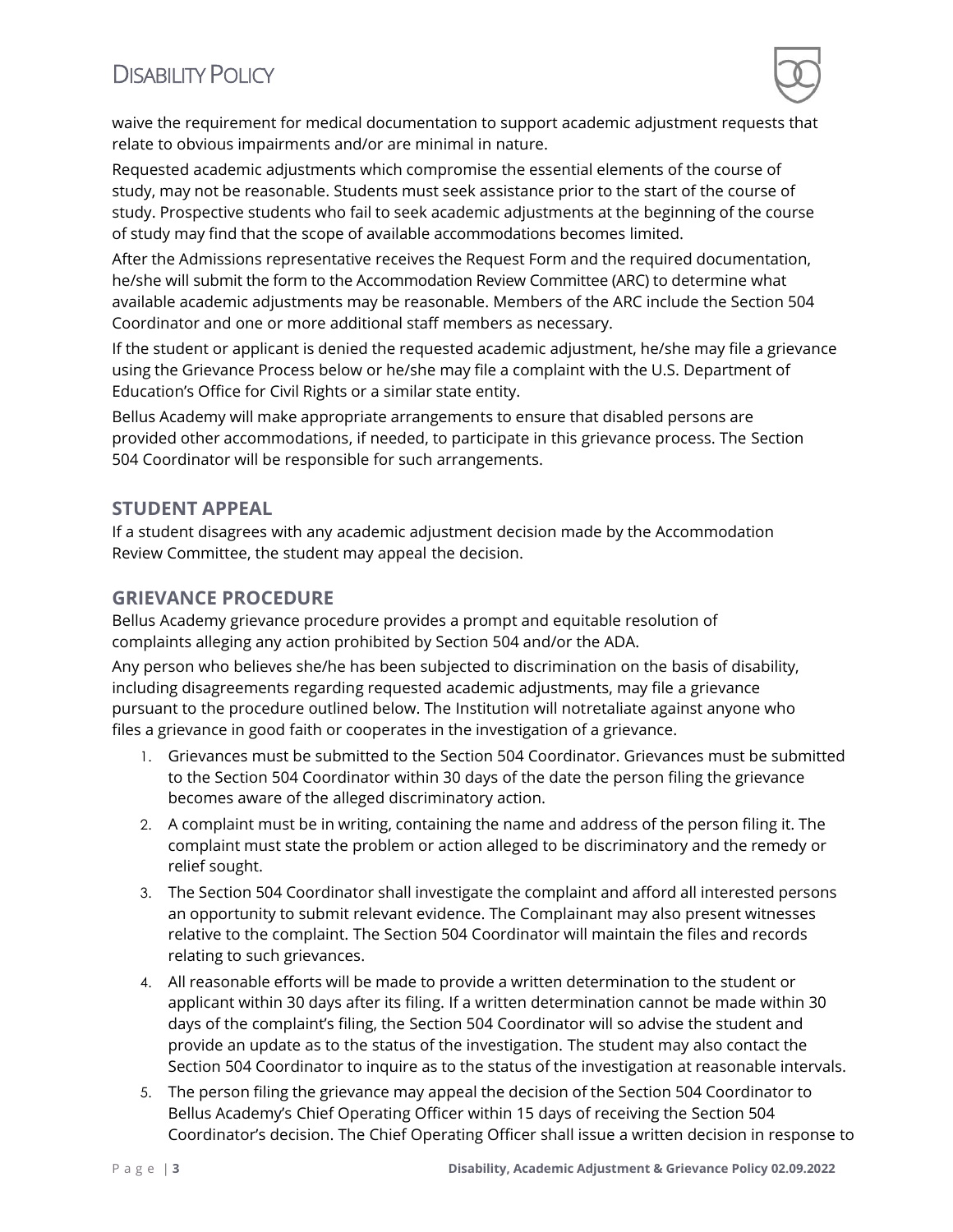waive the requirement for medical documentation to support academic adjustment requests that relate to obvious impairments and/or are minimal in nature.

Requested academic adjustments which compromise the essential elements of the course of study, may not be reasonable. Students must seek assistance prior to the start of the course of study. Prospective students who fail to seek academic adjustments at the beginning of the course of study may find that the scope of available accommodations becomes limited.

After the Admissions representative receives the Request Form and the required documentation, he/she will submit the form to the Accommodation Review Committee (ARC) to determine what available academic adjustments may be reasonable. Members of the ARC include the Section 504 Coordinator and one or more additional staff members as necessary.

If the student or applicant is denied the requested academic adjustment, he/she may file a grievance using the Grievance Process below or he/she may file a complaint with the U.S. Department of Education's Office for Civil Rights or a similar state entity.

Bellus Academy will make appropriate arrangements to ensure that disabled persons are provided other accommodations, if needed, to participate in this grievance process. The Section 504 Coordinator will be responsible for such arrangements.

## STUDENT APPEAL

If a student disagrees with any academic adjustment decision made by the Accommodation Review Committee, the student may appeal the decision.

## GRIEVANCE PROCEDURE

Bellus Academy grievance procedure provides a prompt and equitable resolution of complaints alleging any action prohibited by Section 504 and/or the ADA.

Any person who believes she/he has been subjected to discrimination on the basis of disability, including disagreements regarding requested academic adjustments, may file a grievance pursuant to the procedure outlined below. The Institution will notretaliate against anyone who files a grievance in good faith or cooperates in the investigation of a grievance.

1. Grievances must be submitted to the Section 504 Coordinator. Grievances must be submitted to the Section 504 Coordinator within 30 days of the date the person filing the grievance becomes aware of the alleged discriminatory action.
2. A complaint must be in writing, containing the name and address of the person filing it. The complaint must state the problem or action alleged to be discriminatory and the remedy or relief sought.
3. The Section 504 Coordinator shall investigate the complaint and afford all interested persons an opportunity to submit relevant evidence. The Complainant may also present witnesses relative to the complaint. The Section 504 Coordinator will maintain the files and records relating to such grievances.
4. All reasonable efforts will be made to provide a written determination to the student or applicant within 30 days after its filing. If a written determination cannot be made within 30 days of the complaint's filing, the Section 504 Coordinator will so advise the student and provide an update as to the status of the investigation. The student may also contact the Section 504 Coordinator to inquire as to the status of the investigation at reasonable intervals.
5. The person filing the grievance may appeal the decision of the Section 504 Coordinator to Bellus Academy's Chief Operating Officer within 15 days of receiving the Section 504 Coordinator's decision. The Chief Operating Officer shall issue a written decision in response to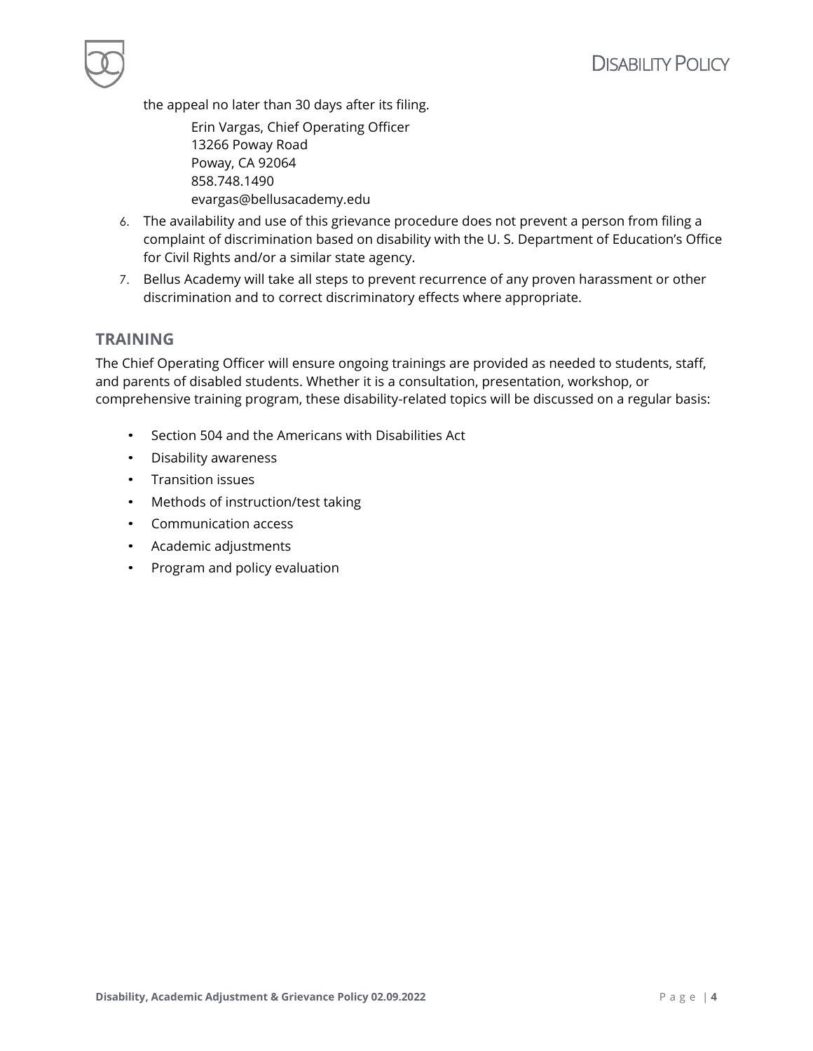the appeal no later than 30 days after its filing.

Erin Vargas, Chief Operating Officer
13266 Poway Road
Poway, CA 92064
858.748.1490
evargas@bellusacademy.edu

6. The availability and use of this grievance procedure does not prevent a person from filing a complaint of discrimination based on disability with the U. S. Department of Education's Office for Civil Rights and/or a similar state agency.
7. Bellus Academy will take all steps to prevent recurrence of any proven harassment or other discrimination and to correct discriminatory effects where appropriate.

## TRAINING

The Chief Operating Officer will ensure ongoing trainings are provided as needed to students, staff, and parents of disabled students. Whether it is a consultation, presentation, workshop, or comprehensive training program, these disability-related topics will be discussed on a regular basis:

- Section 504 and the Americans with Disabilities Act
- Disability awareness
- Transition issues
- Methods of instruction/test taking
- Communication access
- Academic adjustments
- Program and policy evaluation